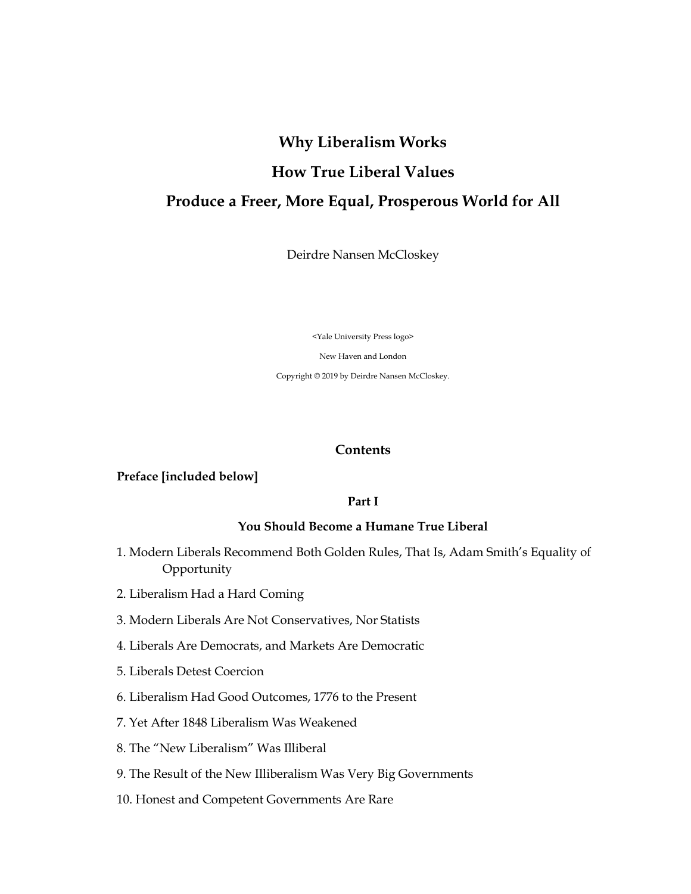# Why Liberalism Works

# How True Liberal Values

# Produce a Freer, More Equal, Prosperous World for All

Deirdre Nansen McCloskey

<Yale University Press logo>

New Haven and London

Copyright © 2019 by Deirdre Nansen McCloskey.

## Contents

**Preface [included below]**

### Part I

### You Should Become a Humane True Liberal

1. Modern Liberals Recommend Both Golden Rules, That Is, Adam Smith's Equality of Opportunity
2. Liberalism Had a Hard Coming
3. Modern Liberals Are Not Conservatives, Nor Statists
4. Liberals Are Democrats, and Markets Are Democratic
5. Liberals Detest Coercion
6. Liberalism Had Good Outcomes, 1776 to the Present
7. Yet After 1848 Liberalism Was Weakened
8. The "New Liberalism" Was Illiberal
9. The Result of the New Illiberalism Was Very Big Governments
10. Honest and Competent Governments Are Rare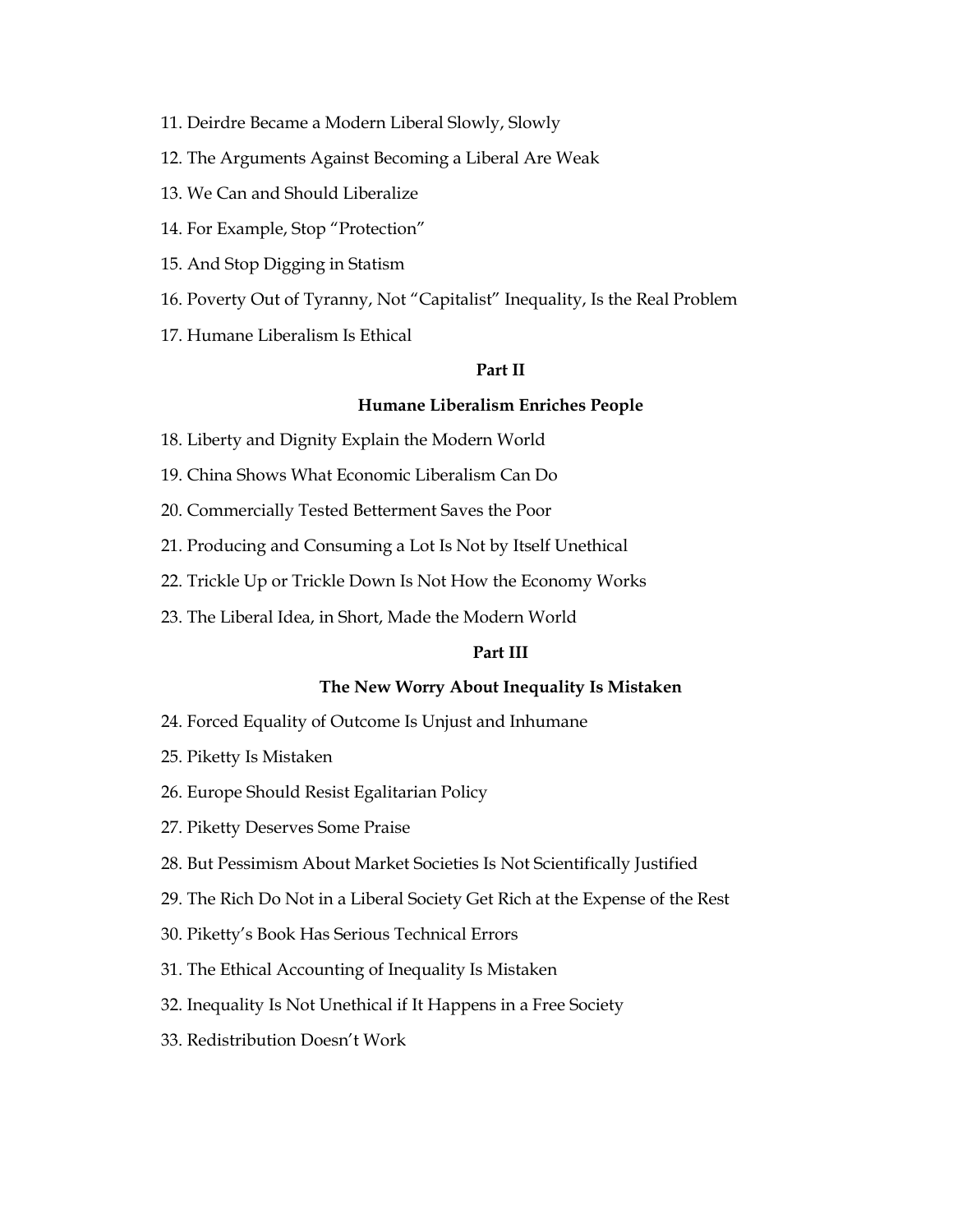11. Deirdre Became a Modern Liberal Slowly, Slowly

12. The Arguments Against Becoming a Liberal Are Weak

13. We Can and Should Liberalize

14. For Example, Stop "Protection"

15. And Stop Digging in Statism

16. Poverty Out of Tyranny, Not "Capitalist" Inequality, Is the Real Problem

17. Humane Liberalism Is Ethical

## Part II

## Humane Liberalism Enriches People

18. Liberty and Dignity Explain the Modern World

19. China Shows What Economic Liberalism Can Do

20. Commercially Tested Betterment Saves the Poor

21. Producing and Consuming a Lot Is Not by Itself Unethical

22. Trickle Up or Trickle Down Is Not How the Economy Works

23. The Liberal Idea, in Short, Made the Modern World

## Part III

## The New Worry About Inequality Is Mistaken

24. Forced Equality of Outcome Is Unjust and Inhumane

25. Piketty Is Mistaken

26. Europe Should Resist Egalitarian Policy

27. Piketty Deserves Some Praise

28. But Pessimism About Market Societies Is Not Scientifically Justified

29. The Rich Do Not in a Liberal Society Get Rich at the Expense of the Rest

30. Piketty's Book Has Serious Technical Errors

31. The Ethical Accounting of Inequality Is Mistaken

32. Inequality Is Not Unethical if It Happens in a Free Society

33. Redistribution Doesn't Work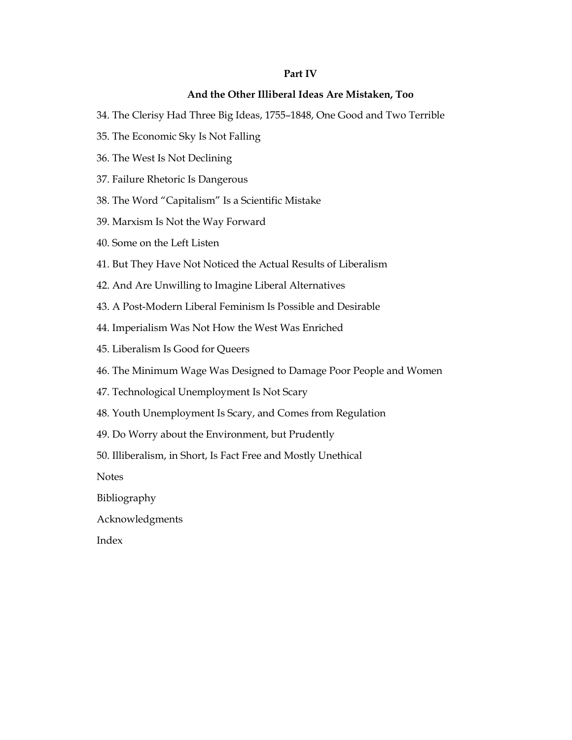## Part IV

## And the Other Illiberal Ideas Are Mistaken, Too

34. The Clerisy Had Three Big Ideas, 1755–1848, One Good and Two Terrible
35. The Economic Sky Is Not Falling
36. The West Is Not Declining
37. Failure Rhetoric Is Dangerous
38. The Word "Capitalism" Is a Scientific Mistake
39. Marxism Is Not the Way Forward
40. Some on the Left Listen
41. But They Have Not Noticed the Actual Results of Liberalism
42. And Are Unwilling to Imagine Liberal Alternatives
43. A Post-Modern Liberal Feminism Is Possible and Desirable
44. Imperialism Was Not How the West Was Enriched
45. Liberalism Is Good for Queers
46. The Minimum Wage Was Designed to Damage Poor People and Women
47. Technological Unemployment Is Not Scary
48. Youth Unemployment Is Scary, and Comes from Regulation
49. Do Worry about the Environment, but Prudently
50. Illiberalism, in Short, Is Fact Free and Mostly Unethical

Notes

Bibliography

Acknowledgments

Index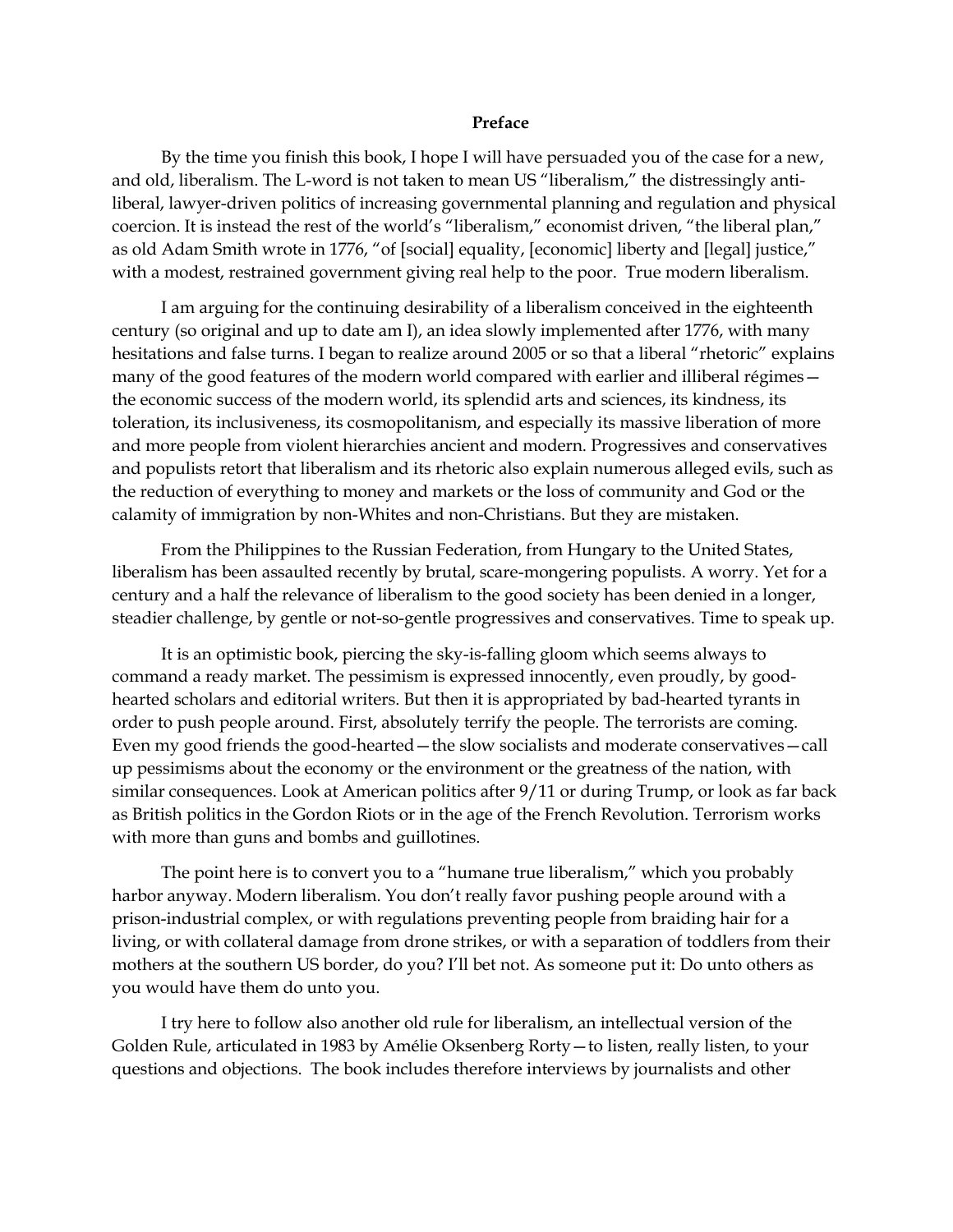**Preface**

By the time you finish this book, I hope I will have persuaded you of the case for a new, and old, liberalism. The L-word is not taken to mean US "liberalism," the distressingly anti-liberal, lawyer-driven politics of increasing governmental planning and regulation and physical coercion. It is instead the rest of the world's "liberalism," economist driven, "the liberal plan," as old Adam Smith wrote in 1776, "of [social] equality, [economic] liberty and [legal] justice," with a modest, restrained government giving real help to the poor. True modern liberalism.

I am arguing for the continuing desirability of a liberalism conceived in the eighteenth century (so original and up to date am I), an idea slowly implemented after 1776, with many hesitations and false turns. I began to realize around 2005 or so that a liberal "rhetoric" explains many of the good features of the modern world compared with earlier and illiberal régimes—the economic success of the modern world, its splendid arts and sciences, its kindness, its toleration, its inclusiveness, its cosmopolitanism, and especially its massive liberation of more and more people from violent hierarchies ancient and modern. Progressives and conservatives and populists retort that liberalism and its rhetoric also explain numerous alleged evils, such as the reduction of everything to money and markets or the loss of community and God or the calamity of immigration by non-Whites and non-Christians. But they are mistaken.

From the Philippines to the Russian Federation, from Hungary to the United States, liberalism has been assaulted recently by brutal, scare-mongering populists. A worry. Yet for a century and a half the relevance of liberalism to the good society has been denied in a longer, steadier challenge, by gentle or not-so-gentle progressives and conservatives. Time to speak up.

It is an optimistic book, piercing the sky-is-falling gloom which seems always to command a ready market. The pessimism is expressed innocently, even proudly, by good-hearted scholars and editorial writers. But then it is appropriated by bad-hearted tyrants in order to push people around. First, absolutely terrify the people. The terrorists are coming. Even my good friends the good-hearted—the slow socialists and moderate conservatives—call up pessimisms about the economy or the environment or the greatness of the nation, with similar consequences. Look at American politics after 9/11 or during Trump, or look as far back as British politics in the Gordon Riots or in the age of the French Revolution. Terrorism works with more than guns and bombs and guillotines.

The point here is to convert you to a "humane true liberalism," which you probably harbor anyway. Modern liberalism. You don't really favor pushing people around with a prison-industrial complex, or with regulations preventing people from braiding hair for a living, or with collateral damage from drone strikes, or with a separation of toddlers from their mothers at the southern US border, do you? I'll bet not. As someone put it: Do unto others as you would have them do unto you.

I try here to follow also another old rule for liberalism, an intellectual version of the Golden Rule, articulated in 1983 by Amélie Oksenberg Rorty—to listen, really listen, to your questions and objections. The book includes therefore interviews by journalists and other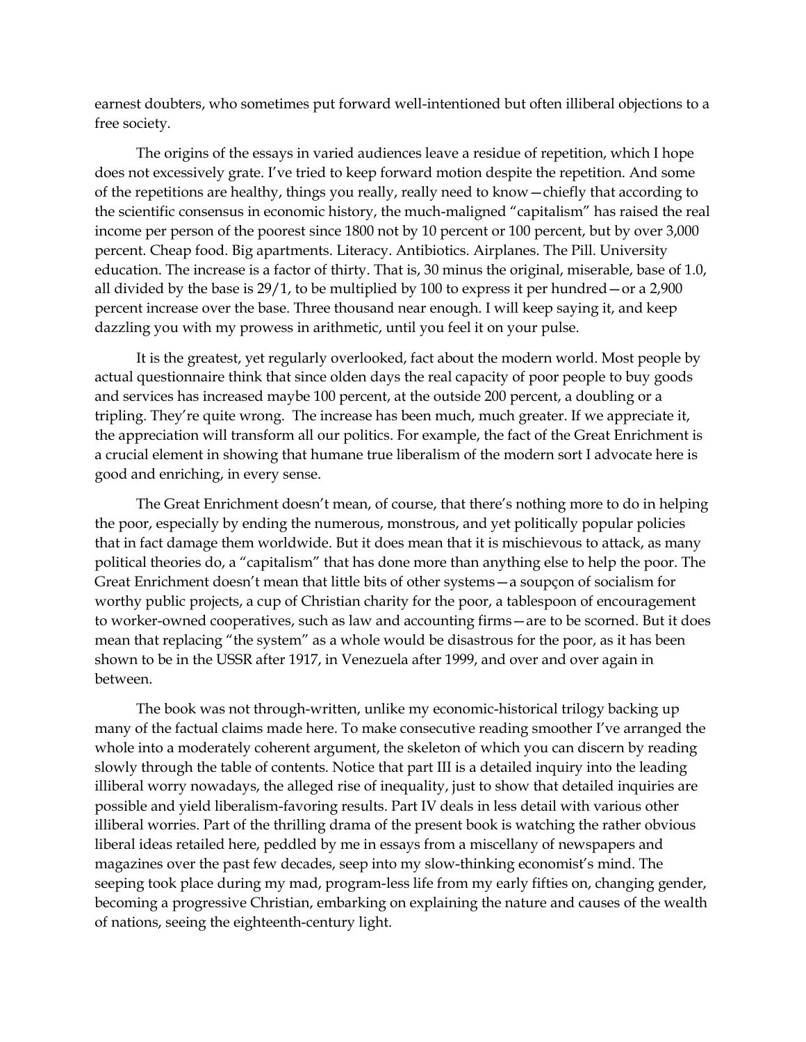earnest doubters, who sometimes put forward well-intentioned but often illiberal objections to a free society.

The origins of the essays in varied audiences leave a residue of repetition, which I hope does not excessively grate. I've tried to keep forward motion despite the repetition. And some of the repetitions are healthy, things you really, really need to know—chiefly that according to the scientific consensus in economic history, the much-maligned "capitalism" has raised the real income per person of the poorest since 1800 not by 10 percent or 100 percent, but by over 3,000 percent. Cheap food. Big apartments. Literacy. Antibiotics. Airplanes. The Pill. University education. The increase is a factor of thirty. That is, 30 minus the original, miserable, base of 1.0, all divided by the base is 29/1, to be multiplied by 100 to express it per hundred—or a 2,900 percent increase over the base. Three thousand near enough. I will keep saying it, and keep dazzling you with my prowess in arithmetic, until you feel it on your pulse.

It is the greatest, yet regularly overlooked, fact about the modern world. Most people by actual questionnaire think that since olden days the real capacity of poor people to buy goods and services has increased maybe 100 percent, at the outside 200 percent, a doubling or a tripling. They're quite wrong. The increase has been much, much greater. If we appreciate it, the appreciation will transform all our politics. For example, the fact of the Great Enrichment is a crucial element in showing that humane true liberalism of the modern sort I advocate here is good and enriching, in every sense.

The Great Enrichment doesn't mean, of course, that there's nothing more to do in helping the poor, especially by ending the numerous, monstrous, and yet politically popular policies that in fact damage them worldwide. But it does mean that it is mischievous to attack, as many political theories do, a "capitalism" that has done more than anything else to help the poor. The Great Enrichment doesn't mean that little bits of other systems—a soupçon of socialism for worthy public projects, a cup of Christian charity for the poor, a tablespoon of encouragement to worker-owned cooperatives, such as law and accounting firms—are to be scorned. But it does mean that replacing "the system" as a whole would be disastrous for the poor, as it has been shown to be in the USSR after 1917, in Venezuela after 1999, and over and over again in between.

The book was not through-written, unlike my economic-historical trilogy backing up many of the factual claims made here. To make consecutive reading smoother I've arranged the whole into a moderately coherent argument, the skeleton of which you can discern by reading slowly through the table of contents. Notice that part III is a detailed inquiry into the leading illiberal worry nowadays, the alleged rise of inequality, just to show that detailed inquiries are possible and yield liberalism-favoring results. Part IV deals in less detail with various other illiberal worries. Part of the thrilling drama of the present book is watching the rather obvious liberal ideas retailed here, peddled by me in essays from a miscellany of newspapers and magazines over the past few decades, seep into my slow-thinking economist's mind. The seeping took place during my mad, program-less life from my early fifties on, changing gender, becoming a progressive Christian, embarking on explaining the nature and causes of the wealth of nations, seeing the eighteenth-century light.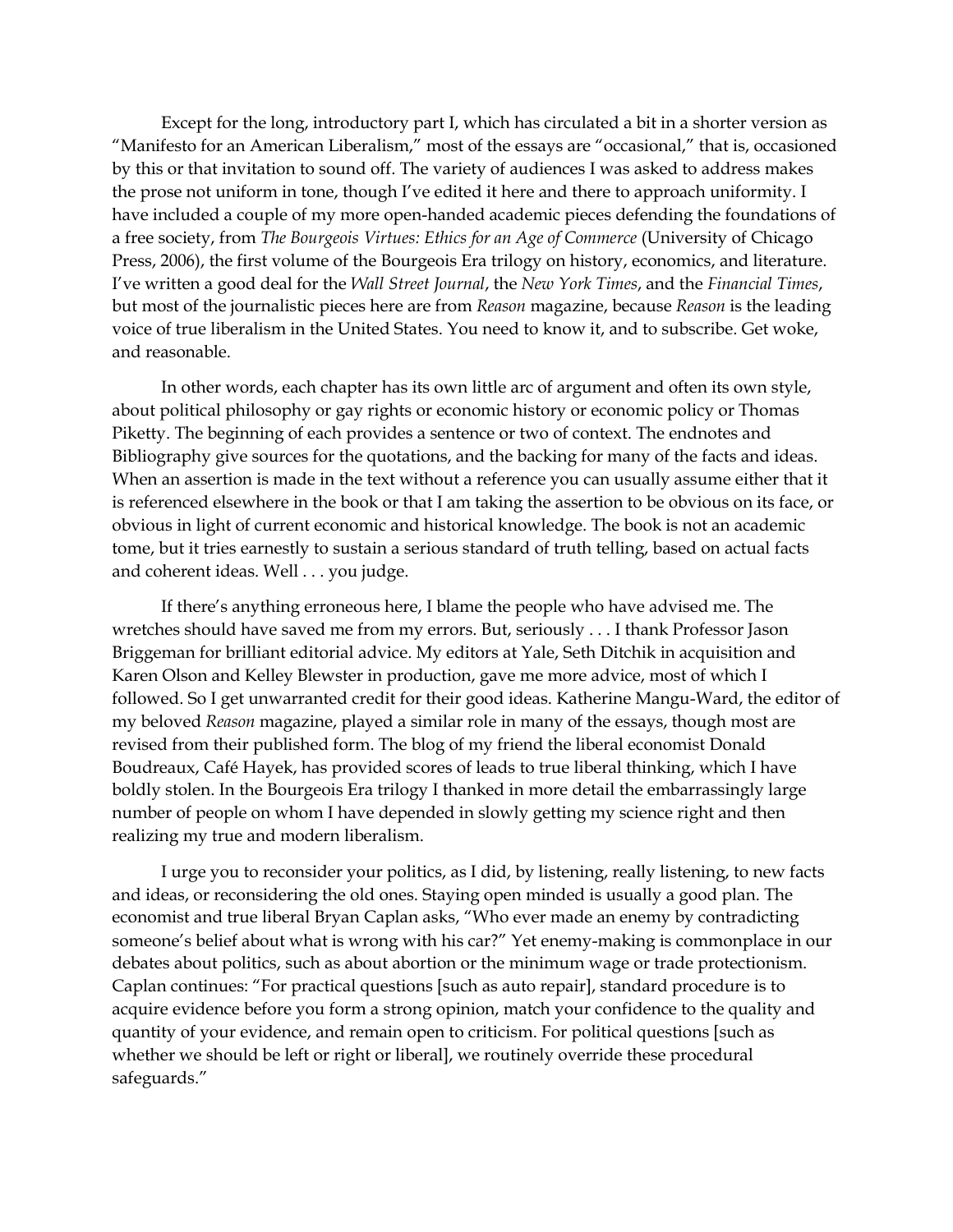Except for the long, introductory part I, which has circulated a bit in a shorter version as "Manifesto for an American Liberalism," most of the essays are "occasional," that is, occasioned by this or that invitation to sound off. The variety of audiences I was asked to address makes the prose not uniform in tone, though I've edited it here and there to approach uniformity. I have included a couple of my more open-handed academic pieces defending the foundations of a free society, from *The Bourgeois Virtues: Ethics for an Age of Commerce* (University of Chicago Press, 2006), the first volume of the Bourgeois Era trilogy on history, economics, and literature. I've written a good deal for the *Wall Street Journal*, the *New York Times*, and the *Financial Times*, but most of the journalistic pieces here are from *Reason* magazine, because *Reason* is the leading voice of true liberalism in the United States. You need to know it, and to subscribe. Get woke, and reasonable.

In other words, each chapter has its own little arc of argument and often its own style, about political philosophy or gay rights or economic history or economic policy or Thomas Piketty. The beginning of each provides a sentence or two of context. The endnotes and Bibliography give sources for the quotations, and the backing for many of the facts and ideas. When an assertion is made in the text without a reference you can usually assume either that it is referenced elsewhere in the book or that I am taking the assertion to be obvious on its face, or obvious in light of current economic and historical knowledge. The book is not an academic tome, but it tries earnestly to sustain a serious standard of truth telling, based on actual facts and coherent ideas. Well . . . you judge.

If there's anything erroneous here, I blame the people who have advised me. The wretches should have saved me from my errors. But, seriously . . . I thank Professor Jason Briggeman for brilliant editorial advice. My editors at Yale, Seth Ditchik in acquisition and Karen Olson and Kelley Blewster in production, gave me more advice, most of which I followed. So I get unwarranted credit for their good ideas. Katherine Mangu-Ward, the editor of my beloved *Reason* magazine, played a similar role in many of the essays, though most are revised from their published form. The blog of my friend the liberal economist Donald Boudreaux, Café Hayek, has provided scores of leads to true liberal thinking, which I have boldly stolen. In the Bourgeois Era trilogy I thanked in more detail the embarrassingly large number of people on whom I have depended in slowly getting my science right and then realizing my true and modern liberalism.

I urge you to reconsider your politics, as I did, by listening, really listening, to new facts and ideas, or reconsidering the old ones. Staying open minded is usually a good plan. The economist and true liberal Bryan Caplan asks, "Who ever made an enemy by contradicting someone's belief about what is wrong with his car?" Yet enemy-making is commonplace in our debates about politics, such as about abortion or the minimum wage or trade protectionism. Caplan continues: "For practical questions [such as auto repair], standard procedure is to acquire evidence before you form a strong opinion, match your confidence to the quality and quantity of your evidence, and remain open to criticism. For political questions [such as whether we should be left or right or liberal], we routinely override these procedural safeguards."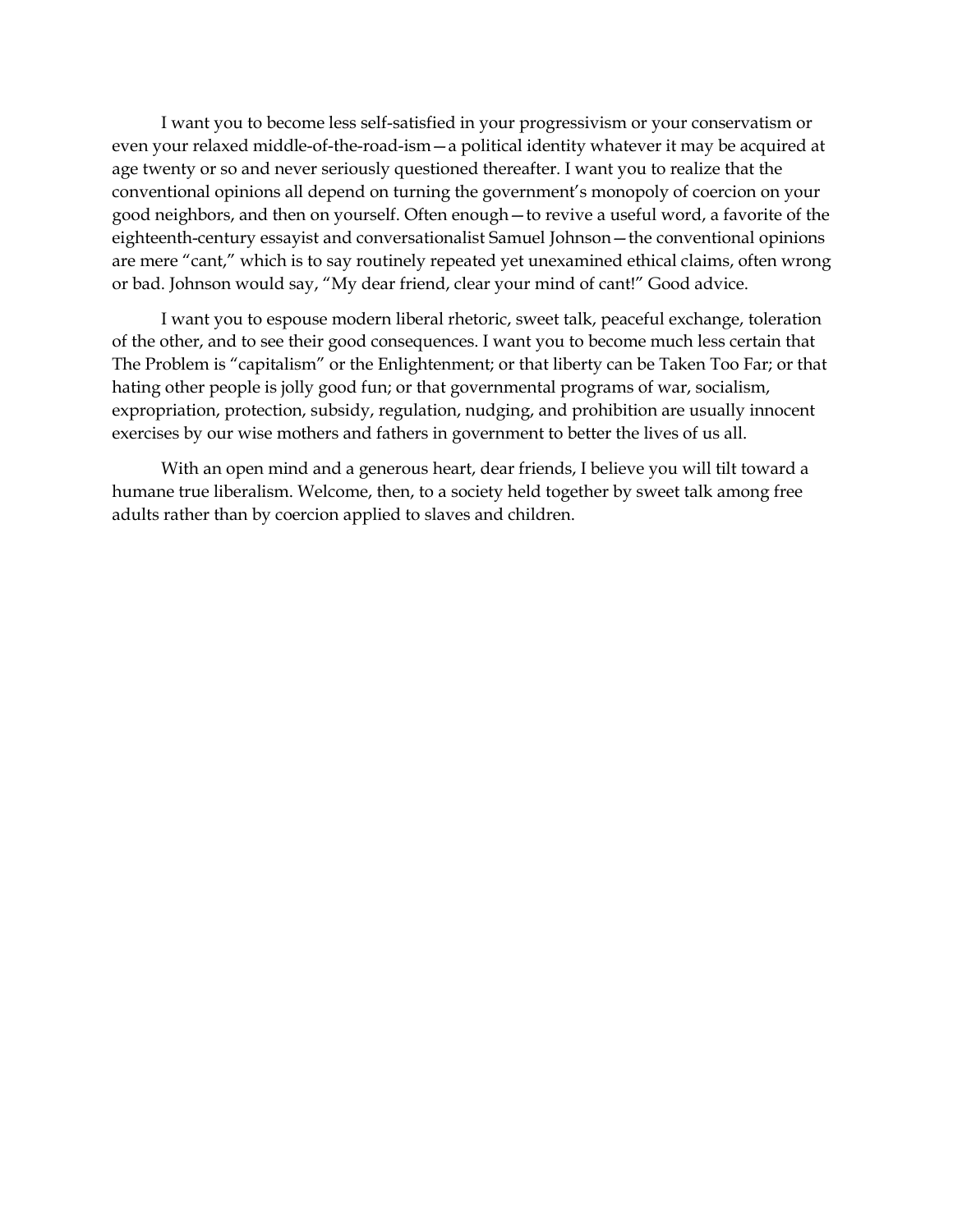I want you to become less self-satisfied in your progressivism or your conservatism or even your relaxed middle-of-the-road-ism—a political identity whatever it may be acquired at age twenty or so and never seriously questioned thereafter. I want you to realize that the conventional opinions all depend on turning the government's monopoly of coercion on your good neighbors, and then on yourself. Often enough—to revive a useful word, a favorite of the eighteenth-century essayist and conversationalist Samuel Johnson—the conventional opinions are mere "cant," which is to say routinely repeated yet unexamined ethical claims, often wrong or bad. Johnson would say, "My dear friend, clear your mind of cant!" Good advice.

I want you to espouse modern liberal rhetoric, sweet talk, peaceful exchange, toleration of the other, and to see their good consequences. I want you to become much less certain that The Problem is "capitalism" or the Enlightenment; or that liberty can be Taken Too Far; or that hating other people is jolly good fun; or that governmental programs of war, socialism, expropriation, protection, subsidy, regulation, nudging, and prohibition are usually innocent exercises by our wise mothers and fathers in government to better the lives of us all.

With an open mind and a generous heart, dear friends, I believe you will tilt toward a humane true liberalism. Welcome, then, to a society held together by sweet talk among free adults rather than by coercion applied to slaves and children.